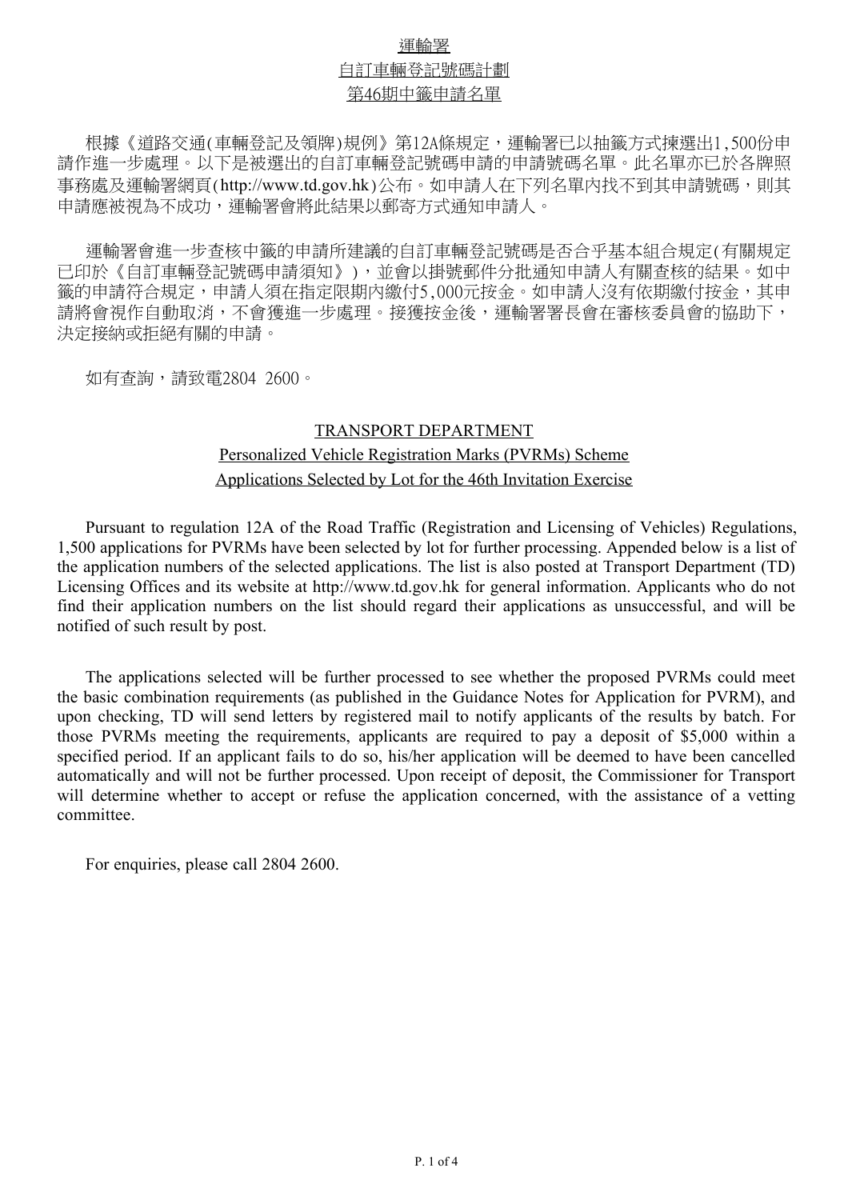# 運輸署

## 自訂車輛登記號碼計劃

## 第46期中籤申請名單

根據《道路交通(車輛登記及領牌)規例》第12A條規定，運輸署已以抽籤方式揀選出1,500份申請作進一步處理。以下是被選出的自訂車輛登記號碼申請的申請號碼名單。此名單亦已於各牌照事務處及運輸署網頁(http://www.td.gov.hk)公布。如申請人在下列名單內找不到其申請號碼，則其申請應被視為不成功，運輸署會將此結果以郵寄方式通知申請人。

運輸署會進一步查核中籤的申請所建議的自訂車輛登記號碼是否合乎基本組合規定(有關規定已印於《自訂車輛登記號碼申請須知》)，並會以掛號郵件分批通知申請人有關查核的結果。如中籤的申請符合規定，申請人須在指定限期內繳付5,000元按金。如申請人沒有依期繳付按金，其申請將會視作自動取消，不會獲進一步處理。接獲按金後，運輸署署長會在審核委員會的協助下，決定接納或拒絕有關的申請。

如有查詢，請致電2804 2600。

# TRANSPORT DEPARTMENT

## Personalized Vehicle Registration Marks (PVRMs) Scheme

## Applications Selected by Lot for the 46th Invitation Exercise

Pursuant to regulation 12A of the Road Traffic (Registration and Licensing of Vehicles) Regulations, 1,500 applications for PVRMs have been selected by lot for further processing. Appended below is a list of the application numbers of the selected applications. The list is also posted at Transport Department (TD) Licensing Offices and its website at http://www.td.gov.hk for general information. Applicants who do not find their application numbers on the list should regard their applications as unsuccessful, and will be notified of such result by post.

The applications selected will be further processed to see whether the proposed PVRMs could meet the basic combination requirements (as published in the Guidance Notes for Application for PVRM), and upon checking, TD will send letters by registered mail to notify applicants of the results by batch. For those PVRMs meeting the requirements, applicants are required to pay a deposit of $5,000 within a specified period. If an applicant fails to do so, his/her application will be deemed to have been cancelled automatically and will not be further processed. Upon receipt of deposit, the Commissioner for Transport will determine whether to accept or refuse the application concerned, with the assistance of a vetting committee.

For enquiries, please call 2804 2600.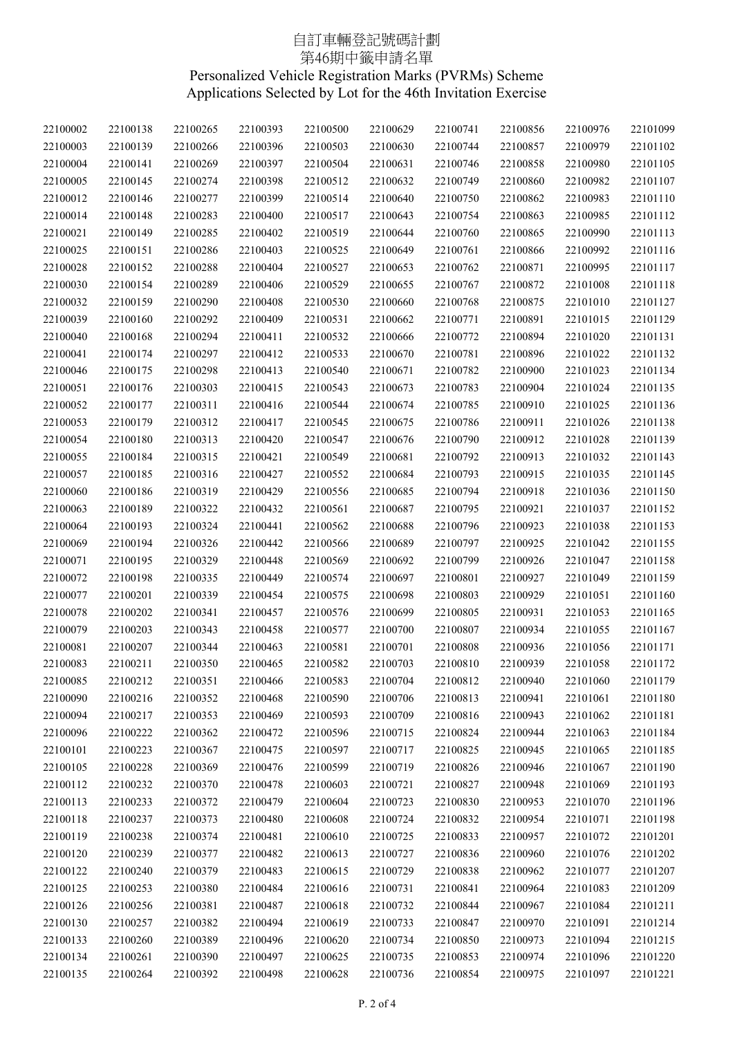# 自訂車輛登記號碼計劃
# 第46期中籤申請名單
# Personalized Vehicle Registration Marks (PVRMs) Scheme
# Applications Selected by Lot for the 46th Invitation Exercise

| | | | | | | | | | |
|---|---|---|---|---|---|---|---|---|---|
| 22100002 | 22100138 | 22100265 | 22100393 | 22100500 | 22100629 | 22100741 | 22100856 | 22100976 | 22101099 |
| 22100003 | 22100139 | 22100266 | 22100396 | 22100503 | 22100630 | 22100744 | 22100857 | 22100979 | 22101102 |
| 22100004 | 22100141 | 22100269 | 22100397 | 22100504 | 22100631 | 22100746 | 22100858 | 22100980 | 22101105 |
| 22100005 | 22100145 | 22100274 | 22100398 | 22100512 | 22100632 | 22100749 | 22100860 | 22100982 | 22101107 |
| 22100012 | 22100146 | 22100277 | 22100399 | 22100514 | 22100640 | 22100750 | 22100862 | 22100983 | 22101110 |
| 22100014 | 22100148 | 22100283 | 22100400 | 22100517 | 22100643 | 22100754 | 22100863 | 22100985 | 22101112 |
| 22100021 | 22100149 | 22100285 | 22100402 | 22100519 | 22100644 | 22100760 | 22100865 | 22100990 | 22101113 |
| 22100025 | 22100151 | 22100286 | 22100403 | 22100525 | 22100649 | 22100761 | 22100866 | 22100992 | 22101116 |
| 22100028 | 22100152 | 22100288 | 22100404 | 22100527 | 22100653 | 22100762 | 22100871 | 22100995 | 22101117 |
| 22100030 | 22100154 | 22100289 | 22100406 | 22100529 | 22100655 | 22100767 | 22100872 | 22101008 | 22101118 |
| 22100032 | 22100159 | 22100290 | 22100408 | 22100530 | 22100660 | 22100768 | 22100875 | 22101010 | 22101127 |
| 22100039 | 22100160 | 22100292 | 22100409 | 22100531 | 22100662 | 22100771 | 22100891 | 22101015 | 22101129 |
| 22100040 | 22100168 | 22100294 | 22100411 | 22100532 | 22100666 | 22100772 | 22100894 | 22101020 | 22101131 |
| 22100041 | 22100174 | 22100297 | 22100412 | 22100533 | 22100670 | 22100781 | 22100896 | 22101022 | 22101132 |
| 22100046 | 22100175 | 22100298 | 22100413 | 22100540 | 22100671 | 22100782 | 22100900 | 22101023 | 22101134 |
| 22100051 | 22100176 | 22100303 | 22100415 | 22100543 | 22100673 | 22100783 | 22100904 | 22101024 | 22101135 |
| 22100052 | 22100177 | 22100311 | 22100416 | 22100544 | 22100674 | 22100785 | 22100910 | 22101025 | 22101136 |
| 22100053 | 22100179 | 22100312 | 22100417 | 22100545 | 22100675 | 22100786 | 22100911 | 22101026 | 22101138 |
| 22100054 | 22100180 | 22100313 | 22100420 | 22100547 | 22100676 | 22100790 | 22100912 | 22101028 | 22101139 |
| 22100055 | 22100184 | 22100315 | 22100421 | 22100549 | 22100681 | 22100792 | 22100913 | 22101032 | 22101143 |
| 22100057 | 22100185 | 22100316 | 22100427 | 22100552 | 22100684 | 22100793 | 22100915 | 22101035 | 22101145 |
| 22100060 | 22100186 | 22100319 | 22100429 | 22100556 | 22100685 | 22100794 | 22100918 | 22101036 | 22101150 |
| 22100063 | 22100189 | 22100322 | 22100432 | 22100561 | 22100687 | 22100795 | 22100921 | 22101037 | 22101152 |
| 22100064 | 22100193 | 22100324 | 22100441 | 22100562 | 22100688 | 22100796 | 22100923 | 22101038 | 22101153 |
| 22100069 | 22100194 | 22100326 | 22100442 | 22100566 | 22100689 | 22100797 | 22100925 | 22101042 | 22101155 |
| 22100071 | 22100195 | 22100329 | 22100448 | 22100569 | 22100692 | 22100799 | 22100926 | 22101047 | 22101158 |
| 22100072 | 22100198 | 22100335 | 22100449 | 22100574 | 22100697 | 22100801 | 22100927 | 22101049 | 22101159 |
| 22100077 | 22100201 | 22100339 | 22100454 | 22100575 | 22100698 | 22100803 | 22100929 | 22101051 | 22101160 |
| 22100078 | 22100202 | 22100341 | 22100457 | 22100576 | 22100699 | 22100805 | 22100931 | 22101053 | 22101165 |
| 22100079 | 22100203 | 22100343 | 22100458 | 22100577 | 22100700 | 22100807 | 22100934 | 22101055 | 22101167 |
| 22100081 | 22100207 | 22100344 | 22100463 | 22100581 | 22100701 | 22100808 | 22100936 | 22101056 | 22101171 |
| 22100083 | 22100211 | 22100350 | 22100465 | 22100582 | 22100703 | 22100810 | 22100939 | 22101058 | 22101172 |
| 22100085 | 22100212 | 22100351 | 22100466 | 22100583 | 22100704 | 22100812 | 22100940 | 22101060 | 22101179 |
| 22100090 | 22100216 | 22100352 | 22100468 | 22100590 | 22100706 | 22100813 | 22100941 | 22101061 | 22101180 |
| 22100094 | 22100217 | 22100353 | 22100469 | 22100593 | 22100709 | 22100816 | 22100943 | 22101062 | 22101181 |
| 22100096 | 22100222 | 22100362 | 22100472 | 22100596 | 22100715 | 22100824 | 22100944 | 22101063 | 22101184 |
| 22100101 | 22100223 | 22100367 | 22100475 | 22100597 | 22100717 | 22100825 | 22100945 | 22101065 | 22101185 |
| 22100105 | 22100228 | 22100369 | 22100476 | 22100599 | 22100719 | 22100826 | 22100946 | 22101067 | 22101190 |
| 22100112 | 22100232 | 22100370 | 22100478 | 22100603 | 22100721 | 22100827 | 22100948 | 22101069 | 22101193 |
| 22100113 | 22100233 | 22100372 | 22100479 | 22100604 | 22100723 | 22100830 | 22100953 | 22101070 | 22101196 |
| 22100118 | 22100237 | 22100373 | 22100480 | 22100608 | 22100724 | 22100832 | 22100954 | 22101071 | 22101198 |
| 22100119 | 22100238 | 22100374 | 22100481 | 22100610 | 22100725 | 22100833 | 22100957 | 22101072 | 22101201 |
| 22100120 | 22100239 | 22100377 | 22100482 | 22100613 | 22100727 | 22100836 | 22100960 | 22101076 | 22101202 |
| 22100122 | 22100240 | 22100379 | 22100483 | 22100615 | 22100729 | 22100838 | 22100962 | 22101077 | 22101207 |
| 22100125 | 22100253 | 22100380 | 22100484 | 22100616 | 22100731 | 22100841 | 22100964 | 22101083 | 22101209 |
| 22100126 | 22100256 | 22100381 | 22100487 | 22100618 | 22100732 | 22100844 | 22100967 | 22101084 | 22101211 |
| 22100130 | 22100257 | 22100382 | 22100494 | 22100619 | 22100733 | 22100847 | 22100970 | 22101091 | 22101214 |
| 22100133 | 22100260 | 22100389 | 22100496 | 22100620 | 22100734 | 22100850 | 22100973 | 22101094 | 22101215 |
| 22100134 | 22100261 | 22100390 | 22100497 | 22100625 | 22100735 | 22100853 | 22100974 | 22101096 | 22101220 |
| 22100135 | 22100264 | 22100392 | 22100498 | 22100628 | 22100736 | 22100854 | 22100975 | 22101097 | 22101221 |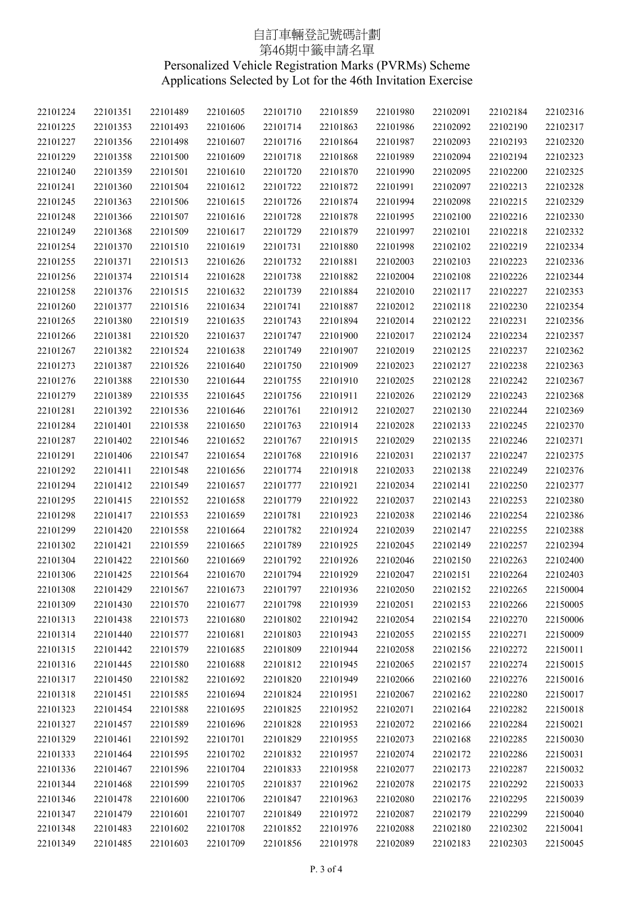# 自訂車輛登記號碼計劃
# 第46期中籤申請名單
# Personalized Vehicle Registration Marks (PVRMs) Scheme
# Applications Selected by Lot for the 46th Invitation Exercise

| | | | | | | | | | |
|---|---|---|---|---|---|---|---|---|---|
| 22101224 | 22101351 | 22101489 | 22101605 | 22101710 | 22101859 | 22101980 | 22102091 | 22102184 | 22102316 |
| 22101225 | 22101353 | 22101493 | 22101606 | 22101714 | 22101863 | 22101986 | 22102092 | 22102190 | 22102317 |
| 22101227 | 22101356 | 22101498 | 22101607 | 22101716 | 22101864 | 22101987 | 22102093 | 22102193 | 22102320 |
| 22101229 | 22101358 | 22101500 | 22101609 | 22101718 | 22101868 | 22101989 | 22102094 | 22102194 | 22102323 |
| 22101240 | 22101359 | 22101501 | 22101610 | 22101720 | 22101870 | 22101990 | 22102095 | 22102200 | 22102325 |
| 22101241 | 22101360 | 22101504 | 22101612 | 22101722 | 22101872 | 22101991 | 22102097 | 22102213 | 22102328 |
| 22101245 | 22101363 | 22101506 | 22101615 | 22101726 | 22101874 | 22101994 | 22102098 | 22102215 | 22102329 |
| 22101248 | 22101366 | 22101507 | 22101616 | 22101728 | 22101878 | 22101995 | 22102100 | 22102216 | 22102330 |
| 22101249 | 22101368 | 22101509 | 22101617 | 22101729 | 22101879 | 22101997 | 22102101 | 22102218 | 22102332 |
| 22101254 | 22101370 | 22101510 | 22101619 | 22101731 | 22101880 | 22101998 | 22102102 | 22102219 | 22102334 |
| 22101255 | 22101371 | 22101513 | 22101626 | 22101732 | 22101881 | 22102003 | 22102103 | 22102223 | 22102336 |
| 22101256 | 22101374 | 22101514 | 22101628 | 22101738 | 22101882 | 22102004 | 22102108 | 22102226 | 22102344 |
| 22101258 | 22101376 | 22101515 | 22101632 | 22101739 | 22101884 | 22102010 | 22102117 | 22102227 | 22102353 |
| 22101260 | 22101377 | 22101516 | 22101634 | 22101741 | 22101887 | 22102012 | 22102118 | 22102230 | 22102354 |
| 22101265 | 22101380 | 22101519 | 22101635 | 22101743 | 22101894 | 22102014 | 22102122 | 22102231 | 22102356 |
| 22101266 | 22101381 | 22101520 | 22101637 | 22101747 | 22101900 | 22102017 | 22102124 | 22102234 | 22102357 |
| 22101267 | 22101382 | 22101524 | 22101638 | 22101749 | 22101907 | 22102019 | 22102125 | 22102237 | 22102362 |
| 22101273 | 22101387 | 22101526 | 22101640 | 22101750 | 22101909 | 22102023 | 22102127 | 22102238 | 22102363 |
| 22101276 | 22101388 | 22101530 | 22101644 | 22101755 | 22101910 | 22102025 | 22102128 | 22102242 | 22102367 |
| 22101279 | 22101389 | 22101535 | 22101645 | 22101756 | 22101911 | 22102026 | 22102129 | 22102243 | 22102368 |
| 22101281 | 22101392 | 22101536 | 22101646 | 22101761 | 22101912 | 22102027 | 22102130 | 22102244 | 22102369 |
| 22101284 | 22101401 | 22101538 | 22101650 | 22101763 | 22101914 | 22102028 | 22102133 | 22102245 | 22102370 |
| 22101287 | 22101402 | 22101546 | 22101652 | 22101767 | 22101915 | 22102029 | 22102135 | 22102246 | 22102371 |
| 22101291 | 22101406 | 22101547 | 22101654 | 22101768 | 22101916 | 22102031 | 22102137 | 22102247 | 22102375 |
| 22101292 | 22101411 | 22101548 | 22101656 | 22101774 | 22101918 | 22102033 | 22102138 | 22102249 | 22102376 |
| 22101294 | 22101412 | 22101549 | 22101657 | 22101777 | 22101921 | 22102034 | 22102141 | 22102250 | 22102377 |
| 22101295 | 22101415 | 22101552 | 22101658 | 22101779 | 22101922 | 22102037 | 22102143 | 22102253 | 22102380 |
| 22101298 | 22101417 | 22101553 | 22101659 | 22101781 | 22101923 | 22102038 | 22102146 | 22102254 | 22102386 |
| 22101299 | 22101420 | 22101558 | 22101664 | 22101782 | 22101924 | 22102039 | 22102147 | 22102255 | 22102388 |
| 22101302 | 22101421 | 22101559 | 22101665 | 22101789 | 22101925 | 22102045 | 22102149 | 22102257 | 22102394 |
| 22101304 | 22101422 | 22101560 | 22101669 | 22101792 | 22101926 | 22102046 | 22102150 | 22102263 | 22102400 |
| 22101306 | 22101425 | 22101564 | 22101670 | 22101794 | 22101929 | 22102047 | 22102151 | 22102264 | 22102403 |
| 22101308 | 22101429 | 22101567 | 22101673 | 22101797 | 22101936 | 22102050 | 22102152 | 22102265 | 22150004 |
| 22101309 | 22101430 | 22101570 | 22101677 | 22101798 | 22101939 | 22102051 | 22102153 | 22102266 | 22150005 |
| 22101313 | 22101438 | 22101573 | 22101680 | 22101802 | 22101942 | 22102054 | 22102154 | 22102270 | 22150006 |
| 22101314 | 22101440 | 22101577 | 22101681 | 22101803 | 22101943 | 22102055 | 22102155 | 22102271 | 22150009 |
| 22101315 | 22101442 | 22101579 | 22101685 | 22101809 | 22101944 | 22102058 | 22102156 | 22102272 | 22150011 |
| 22101316 | 22101445 | 22101580 | 22101688 | 22101812 | 22101945 | 22102065 | 22102157 | 22102274 | 22150015 |
| 22101317 | 22101450 | 22101582 | 22101692 | 22101820 | 22101949 | 22102066 | 22102160 | 22102276 | 22150016 |
| 22101318 | 22101451 | 22101585 | 22101694 | 22101824 | 22101951 | 22102067 | 22102162 | 22102280 | 22150017 |
| 22101323 | 22101454 | 22101588 | 22101695 | 22101825 | 22101952 | 22102071 | 22102164 | 22102282 | 22150018 |
| 22101327 | 22101457 | 22101589 | 22101696 | 22101828 | 22101953 | 22102072 | 22102166 | 22102284 | 22150021 |
| 22101329 | 22101461 | 22101592 | 22101701 | 22101829 | 22101955 | 22102073 | 22102168 | 22102285 | 22150030 |
| 22101333 | 22101464 | 22101595 | 22101702 | 22101832 | 22101957 | 22102074 | 22102172 | 22102286 | 22150031 |
| 22101336 | 22101467 | 22101596 | 22101704 | 22101833 | 22101958 | 22102077 | 22102173 | 22102287 | 22150032 |
| 22101344 | 22101468 | 22101599 | 22101705 | 22101837 | 22101962 | 22102078 | 22102175 | 22102292 | 22150033 |
| 22101346 | 22101478 | 22101600 | 22101706 | 22101847 | 22101963 | 22102080 | 22102176 | 22102295 | 22150039 |
| 22101347 | 22101479 | 22101601 | 22101707 | 22101849 | 22101972 | 22102087 | 22102179 | 22102299 | 22150040 |
| 22101348 | 22101483 | 22101602 | 22101708 | 22101852 | 22101976 | 22102088 | 22102180 | 22102302 | 22150041 |
| 22101349 | 22101485 | 22101603 | 22101709 | 22101856 | 22101978 | 22102089 | 22102183 | 22102303 | 22150045 |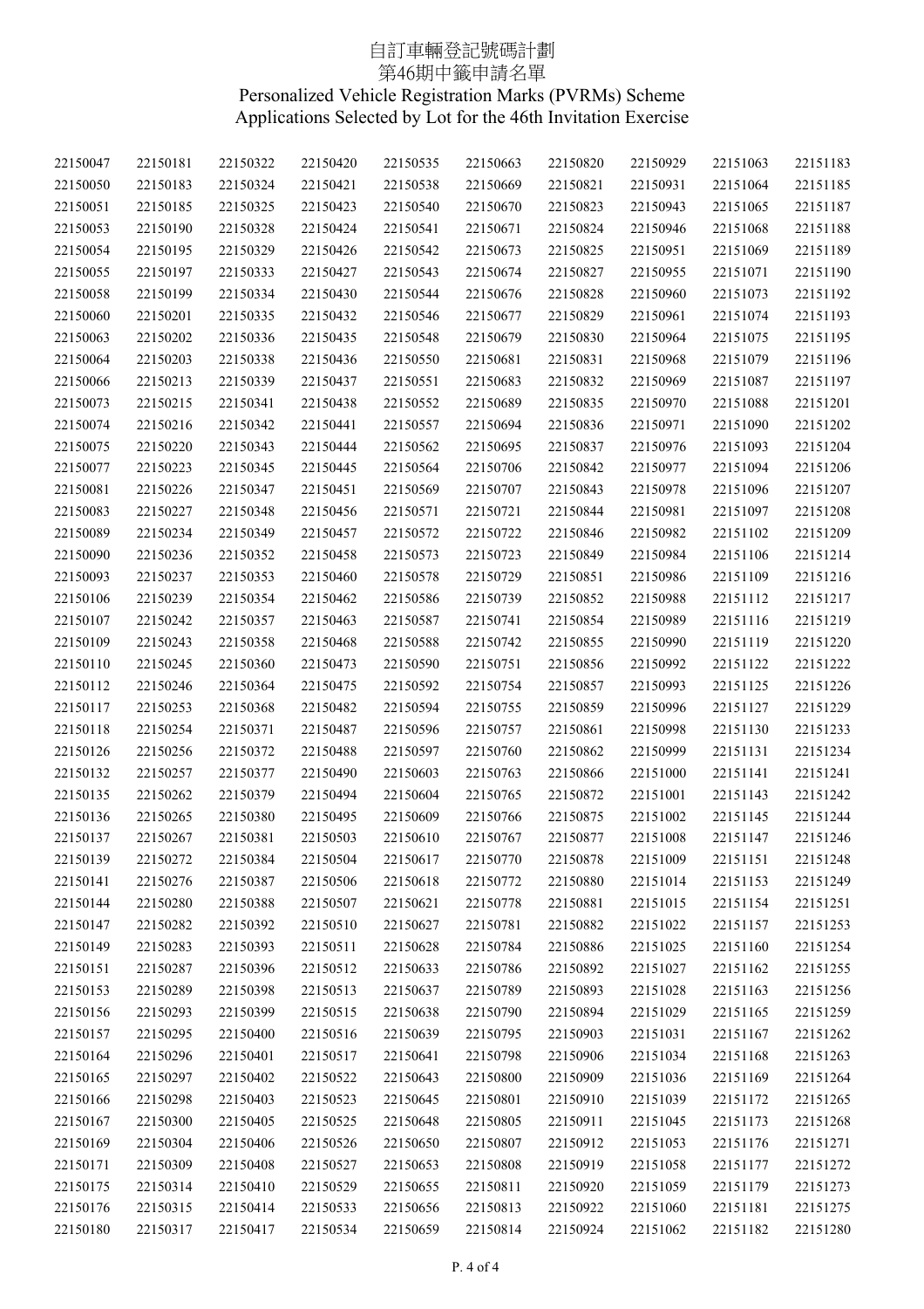# 自訂車輛登記號碼計劃
# 第46期中籤申請名單

# Personalized Vehicle Registration Marks (PVRMs) Scheme
# Applications Selected by Lot for the 46th Invitation Exercise

| | | | | | | | | | |
|---|---|---|---|---|---|---|---|---|---|
| 22150047 | 22150181 | 22150322 | 22150420 | 22150535 | 22150663 | 22150820 | 22150929 | 22151063 | 22151183 |
| 22150050 | 22150183 | 22150324 | 22150421 | 22150538 | 22150669 | 22150821 | 22150931 | 22151064 | 22151185 |
| 22150051 | 22150185 | 22150325 | 22150423 | 22150540 | 22150670 | 22150823 | 22150943 | 22151065 | 22151187 |
| 22150053 | 22150190 | 22150328 | 22150424 | 22150541 | 22150671 | 22150824 | 22150946 | 22151068 | 22151188 |
| 22150054 | 22150195 | 22150329 | 22150426 | 22150542 | 22150673 | 22150825 | 22150951 | 22151069 | 22151189 |
| 22150055 | 22150197 | 22150333 | 22150427 | 22150543 | 22150674 | 22150827 | 22150955 | 22151071 | 22151190 |
| 22150058 | 22150199 | 22150334 | 22150430 | 22150544 | 22150676 | 22150828 | 22150960 | 22151073 | 22151192 |
| 22150060 | 22150201 | 22150335 | 22150432 | 22150546 | 22150677 | 22150829 | 22150961 | 22151074 | 22151193 |
| 22150063 | 22150202 | 22150336 | 22150435 | 22150548 | 22150679 | 22150830 | 22150964 | 22151075 | 22151195 |
| 22150064 | 22150203 | 22150338 | 22150436 | 22150550 | 22150681 | 22150831 | 22150968 | 22151079 | 22151196 |
| 22150066 | 22150213 | 22150339 | 22150437 | 22150551 | 22150683 | 22150832 | 22150969 | 22151087 | 22151197 |
| 22150073 | 22150215 | 22150341 | 22150438 | 22150552 | 22150689 | 22150835 | 22150970 | 22151088 | 22151201 |
| 22150074 | 22150216 | 22150342 | 22150441 | 22150557 | 22150694 | 22150836 | 22150971 | 22151090 | 22151202 |
| 22150075 | 22150220 | 22150343 | 22150444 | 22150562 | 22150695 | 22150837 | 22150976 | 22151093 | 22151204 |
| 22150077 | 22150223 | 22150345 | 22150445 | 22150564 | 22150706 | 22150842 | 22150977 | 22151094 | 22151206 |
| 22150081 | 22150226 | 22150347 | 22150451 | 22150569 | 22150707 | 22150843 | 22150978 | 22151096 | 22151207 |
| 22150083 | 22150227 | 22150348 | 22150456 | 22150571 | 22150721 | 22150844 | 22150981 | 22151097 | 22151208 |
| 22150089 | 22150234 | 22150349 | 22150457 | 22150572 | 22150722 | 22150846 | 22150982 | 22151102 | 22151209 |
| 22150090 | 22150236 | 22150352 | 22150458 | 22150573 | 22150723 | 22150849 | 22150984 | 22151106 | 22151214 |
| 22150093 | 22150237 | 22150353 | 22150460 | 22150578 | 22150729 | 22150851 | 22150986 | 22151109 | 22151216 |
| 22150106 | 22150239 | 22150354 | 22150462 | 22150586 | 22150739 | 22150852 | 22150988 | 22151112 | 22151217 |
| 22150107 | 22150242 | 22150357 | 22150463 | 22150587 | 22150741 | 22150854 | 22150989 | 22151116 | 22151219 |
| 22150109 | 22150243 | 22150358 | 22150468 | 22150588 | 22150742 | 22150855 | 22150990 | 22151119 | 22151220 |
| 22150110 | 22150245 | 22150360 | 22150473 | 22150590 | 22150751 | 22150856 | 22150992 | 22151122 | 22151222 |
| 22150112 | 22150246 | 22150364 | 22150475 | 22150592 | 22150754 | 22150857 | 22150993 | 22151125 | 22151226 |
| 22150117 | 22150253 | 22150368 | 22150482 | 22150594 | 22150755 | 22150859 | 22150996 | 22151127 | 22151229 |
| 22150118 | 22150254 | 22150371 | 22150487 | 22150596 | 22150757 | 22150861 | 22150998 | 22151130 | 22151233 |
| 22150126 | 22150256 | 22150372 | 22150488 | 22150597 | 22150760 | 22150862 | 22150999 | 22151131 | 22151234 |
| 22150132 | 22150257 | 22150377 | 22150490 | 22150603 | 22150763 | 22150866 | 22151000 | 22151141 | 22151241 |
| 22150135 | 22150262 | 22150379 | 22150494 | 22150604 | 22150765 | 22150872 | 22151001 | 22151143 | 22151242 |
| 22150136 | 22150265 | 22150380 | 22150495 | 22150609 | 22150766 | 22150875 | 22151002 | 22151145 | 22151244 |
| 22150137 | 22150267 | 22150381 | 22150503 | 22150610 | 22150767 | 22150877 | 22151008 | 22151147 | 22151246 |
| 22150139 | 22150272 | 22150384 | 22150504 | 22150617 | 22150770 | 22150878 | 22151009 | 22151151 | 22151248 |
| 22150141 | 22150276 | 22150387 | 22150506 | 22150618 | 22150772 | 22150880 | 22151014 | 22151153 | 22151249 |
| 22150144 | 22150280 | 22150388 | 22150507 | 22150621 | 22150778 | 22150881 | 22151015 | 22151154 | 22151251 |
| 22150147 | 22150282 | 22150392 | 22150510 | 22150627 | 22150781 | 22150882 | 22151022 | 22151157 | 22151253 |
| 22150149 | 22150283 | 22150393 | 22150511 | 22150628 | 22150784 | 22150886 | 22151025 | 22151160 | 22151254 |
| 22150151 | 22150287 | 22150396 | 22150512 | 22150633 | 22150786 | 22150892 | 22151027 | 22151162 | 22151255 |
| 22150153 | 22150289 | 22150398 | 22150513 | 22150637 | 22150789 | 22150893 | 22151028 | 22151163 | 22151256 |
| 22150156 | 22150293 | 22150399 | 22150515 | 22150638 | 22150790 | 22150894 | 22151029 | 22151165 | 22151259 |
| 22150157 | 22150295 | 22150400 | 22150516 | 22150639 | 22150795 | 22150903 | 22151031 | 22151167 | 22151262 |
| 22150164 | 22150296 | 22150401 | 22150517 | 22150641 | 22150798 | 22150906 | 22151034 | 22151168 | 22151263 |
| 22150165 | 22150297 | 22150402 | 22150522 | 22150643 | 22150800 | 22150909 | 22151036 | 22151169 | 22151264 |
| 22150166 | 22150298 | 22150403 | 22150523 | 22150645 | 22150801 | 22150910 | 22151039 | 22151172 | 22151265 |
| 22150167 | 22150300 | 22150405 | 22150525 | 22150648 | 22150805 | 22150911 | 22151045 | 22151173 | 22151268 |
| 22150169 | 22150304 | 22150406 | 22150526 | 22150650 | 22150807 | 22150912 | 22151053 | 22151176 | 22151271 |
| 22150171 | 22150309 | 22150408 | 22150527 | 22150653 | 22150808 | 22150919 | 22151058 | 22151177 | 22151272 |
| 22150175 | 22150314 | 22150410 | 22150529 | 22150655 | 22150811 | 22150920 | 22151059 | 22151179 | 22151273 |
| 22150176 | 22150315 | 22150414 | 22150533 | 22150656 | 22150813 | 22150922 | 22151060 | 22151181 | 22151275 |
| 22150180 | 22150317 | 22150417 | 22150534 | 22150659 | 22150814 | 22150924 | 22151062 | 22151182 | 22151280 |